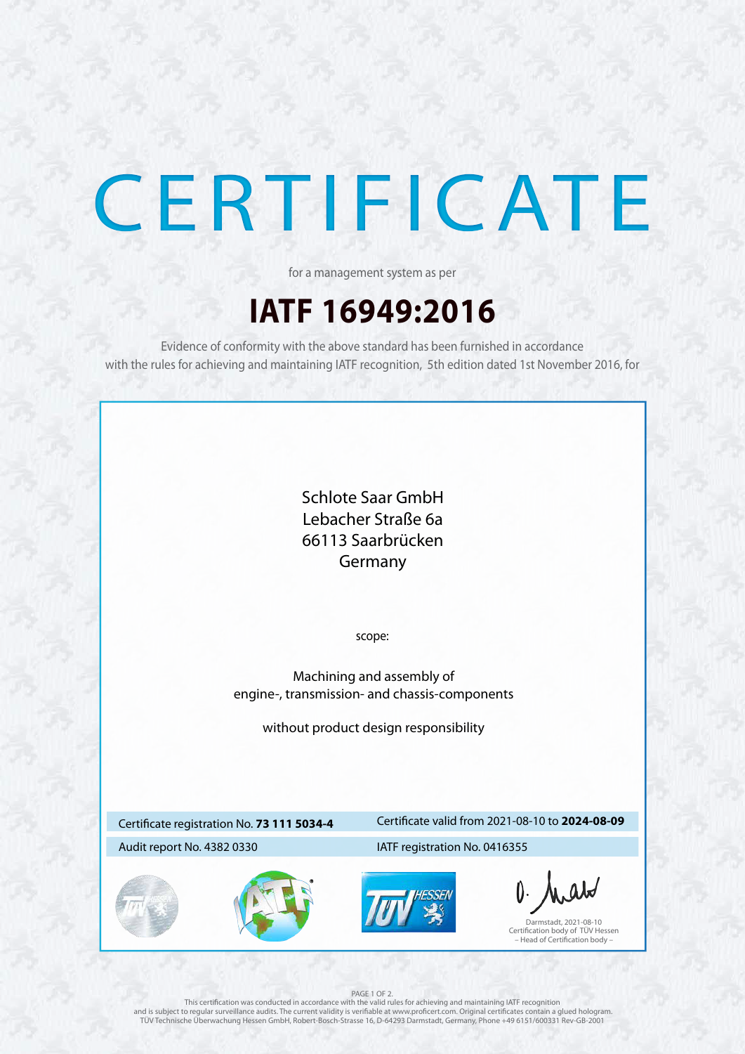# CERTIFICATE

for a management system as per

## IATF 16949:2016

Evidence of conformity with the above standard has been furnished in accordance with the rules for achieving and maintaining IATF recognition, 5th edition dated 1st November 2016, for

Schlote Saar GmbH
Lebacher Straße 6a
66113 Saarbrücken
Germany

scope:

Machining and assembly of
engine-, transmission- and chassis-components

without product design responsibility

| | |
|---|---|
| Certificate registration No. **73 111 5034-4** | Certificate valid from 2021-08-10 to **2024-08-09** |
| Audit report No. 4382 0330 | IATF registration No. 0416355 |

Darmstadt, 2021-08-10
Certification body of TÜV Hessen
– Head of Certification body –

This certification was conducted in accordance with the valid rules for achieving and maintaining IATF recognition and is subject to regular surveillance audits. The current validity is verifiable at www.proficert.com. Original certificates contain a glued hologram.
TÜV Technische Überwachung Hessen GmbH, Robert-Bosch-Strasse 16, D-64293 Darmstadt, Germany, Phone +49 6151/600331 Rev-GB-2001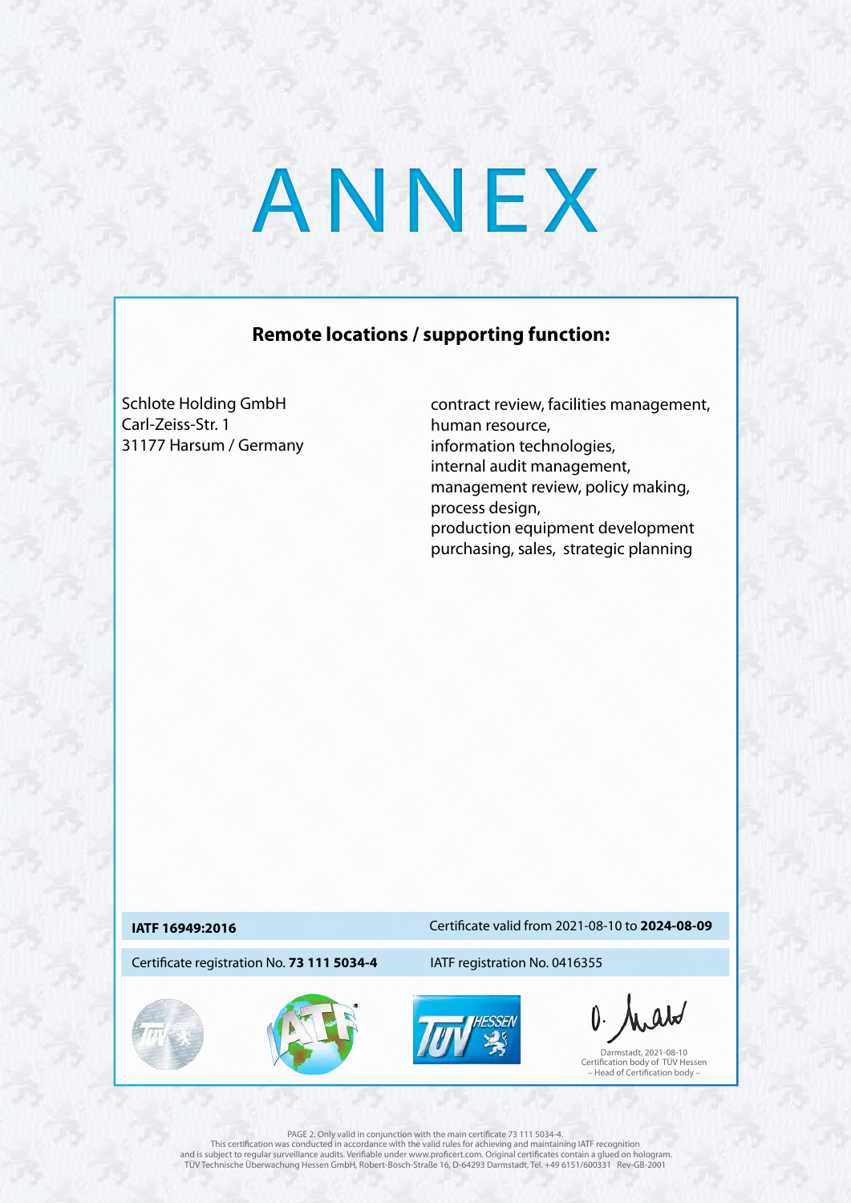# ANNEX

## Remote locations / supporting function:

| | |
|---|---|
| Schlote Holding GmbH<br>Carl-Zeiss-Str. 1<br>31177 Harsum / Germany | contract review, facilities management,<br>human resource,<br>information technologies,<br>internal audit management,<br>management review, policy making,<br>process design,<br>production equipment development<br>purchasing, sales, strategic planning |

**IATF 16949:2016**

Certificate valid from 2021-08-10 to **2024-08-09**

Certificate registration No. **73 111 5034-4**

IATF registration No. 0416355

Darmstadt, 2021-08-10
Certification body of TÜV Hessen
– Head of Certification body –

PAGE 2. Only valid in conjunction with the main certificate 73 111 5034-4.
This certification was conducted in accordance with the valid rules for achieving and maintaining IATF recognition and is subject to regular surveillance audits. Verifiable under www.proficert.com. Original certificates contain a glued on hologram.
TÜV Technische Überwachung Hessen GmbH, Robert-Bosch-Straße 16, D-64293 Darmstadt, Tel. +49 6151/600331 Rev-GB-2001